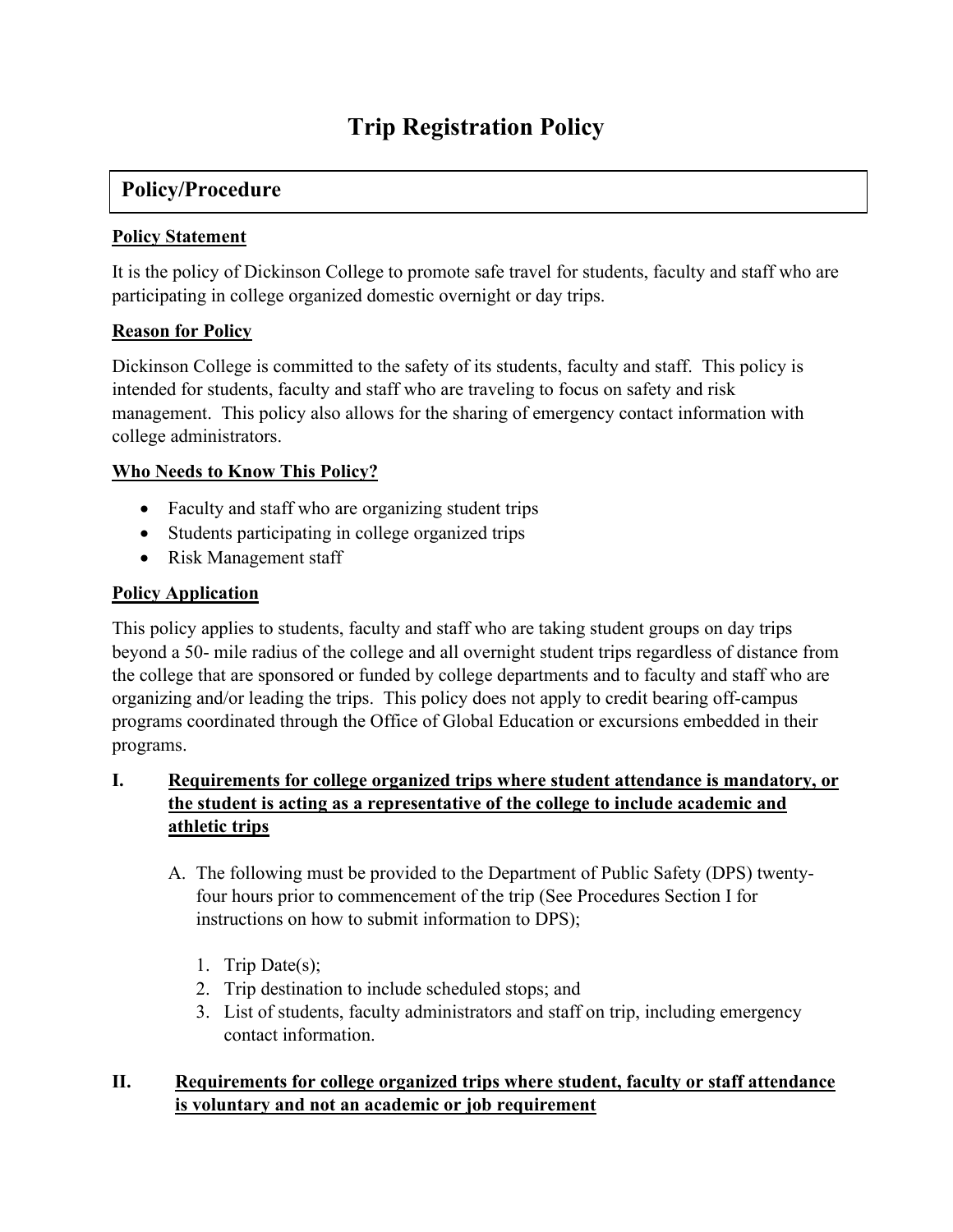# Trip Registration Policy

## Policy/Procedure

**Policy Statement**

It is the policy of Dickinson College to promote safe travel for students, faculty and staff who are participating in college organized domestic overnight or day trips.

**Reason for Policy**

Dickinson College is committed to the safety of its students, faculty and staff. This policy is intended for students, faculty and staff who are traveling to focus on safety and risk management. This policy also allows for the sharing of emergency contact information with college administrators.

**Who Needs to Know This Policy?**

- Faculty and staff who are organizing student trips
- Students participating in college organized trips
- Risk Management staff

**Policy Application**

This policy applies to students, faculty and staff who are taking student groups on day trips beyond a 50- mile radius of the college and all overnight student trips regardless of distance from the college that are sponsored or funded by college departments and to faculty and staff who are organizing and/or leading the trips. This policy does not apply to credit bearing off-campus programs coordinated through the Office of Global Education or excursions embedded in their programs.

**I. Requirements for college organized trips where student attendance is mandatory, or the student is acting as a representative of the college to include academic and athletic trips**

A. The following must be provided to the Department of Public Safety (DPS) twenty-four hours prior to commencement of the trip (See Procedures Section I for instructions on how to submit information to DPS);

1. Trip Date(s);
2. Trip destination to include scheduled stops; and
3. List of students, faculty administrators and staff on trip, including emergency contact information.

**II. Requirements for college organized trips where student, faculty or staff attendance is voluntary and not an academic or job requirement**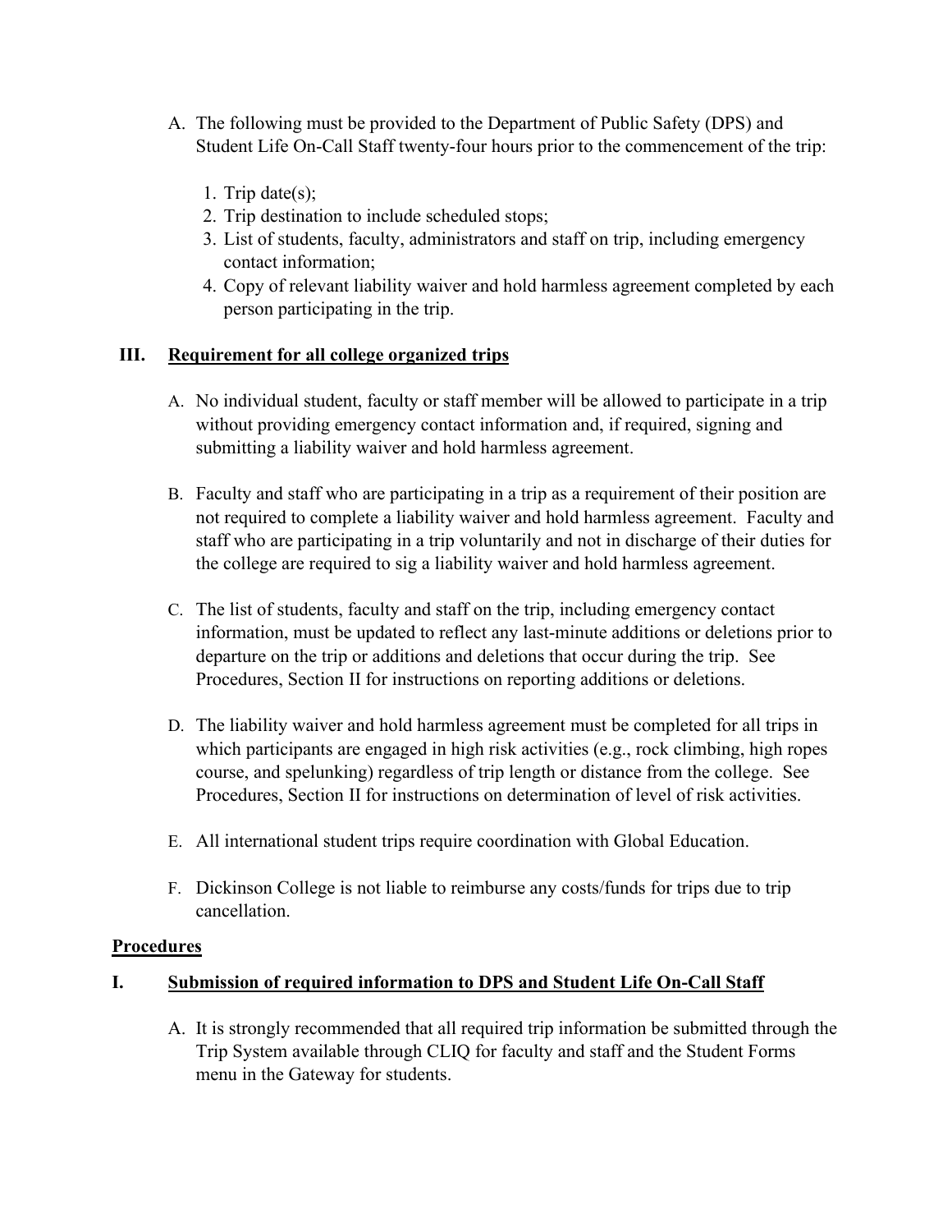A. The following must be provided to the Department of Public Safety (DPS) and Student Life On-Call Staff twenty-four hours prior to the commencement of the trip:

   1. Trip date(s);
   2. Trip destination to include scheduled stops;
   3. List of students, faculty, administrators and staff on trip, including emergency contact information;
   4. Copy of relevant liability waiver and hold harmless agreement completed by each person participating in the trip.

## III. Requirement for all college organized trips

A. No individual student, faculty or staff member will be allowed to participate in a trip without providing emergency contact information and, if required, signing and submitting a liability waiver and hold harmless agreement.

B. Faculty and staff who are participating in a trip as a requirement of their position are not required to complete a liability waiver and hold harmless agreement. Faculty and staff who are participating in a trip voluntarily and not in discharge of their duties for the college are required to sig a liability waiver and hold harmless agreement.

C. The list of students, faculty and staff on the trip, including emergency contact information, must be updated to reflect any last-minute additions or deletions prior to departure on the trip or additions and deletions that occur during the trip. See Procedures, Section II for instructions on reporting additions or deletions.

D. The liability waiver and hold harmless agreement must be completed for all trips in which participants are engaged in high risk activities (e.g., rock climbing, high ropes course, and spelunking) regardless of trip length or distance from the college. See Procedures, Section II for instructions on determination of level of risk activities.

E. All international student trips require coordination with Global Education.

F. Dickinson College is not liable to reimburse any costs/funds for trips due to trip cancellation.

## Procedures

## I. Submission of required information to DPS and Student Life On-Call Staff

A. It is strongly recommended that all required trip information be submitted through the Trip System available through CLIQ for faculty and staff and the Student Forms menu in the Gateway for students.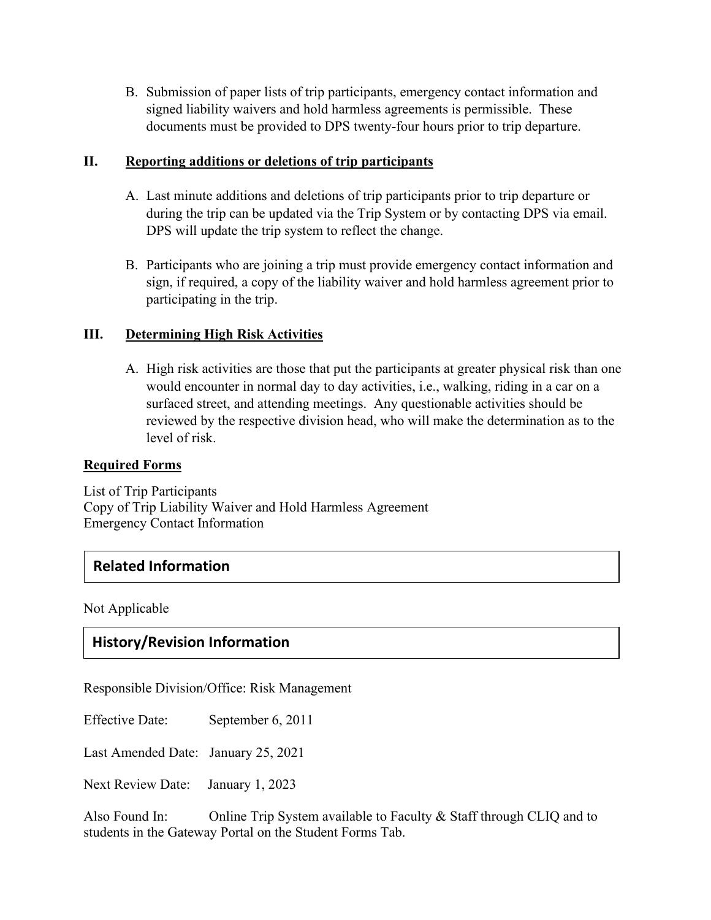B. Submission of paper lists of trip participants, emergency contact information and signed liability waivers and hold harmless agreements is permissible. These documents must be provided to DPS twenty-four hours prior to trip departure.

### II. Reporting additions or deletions of trip participants

A. Last minute additions and deletions of trip participants prior to trip departure or during the trip can be updated via the Trip System or by contacting DPS via email. DPS will update the trip system to reflect the change.

B. Participants who are joining a trip must provide emergency contact information and sign, if required, a copy of the liability waiver and hold harmless agreement prior to participating in the trip.

### III. Determining High Risk Activities

A. High risk activities are those that put the participants at greater physical risk than one would encounter in normal day to day activities, i.e., walking, riding in a car on a surfaced street, and attending meetings. Any questionable activities should be reviewed by the respective division head, who will make the determination as to the level of risk.

### Required Forms

List of Trip Participants
Copy of Trip Liability Waiver and Hold Harmless Agreement
Emergency Contact Information

## Related Information

Not Applicable

## History/Revision Information

Responsible Division/Office: Risk Management

Effective Date: September 6, 2011

Last Amended Date: January 25, 2021

Next Review Date: January 1, 2023

Also Found In: Online Trip System available to Faculty & Staff through CLIQ and to students in the Gateway Portal on the Student Forms Tab.